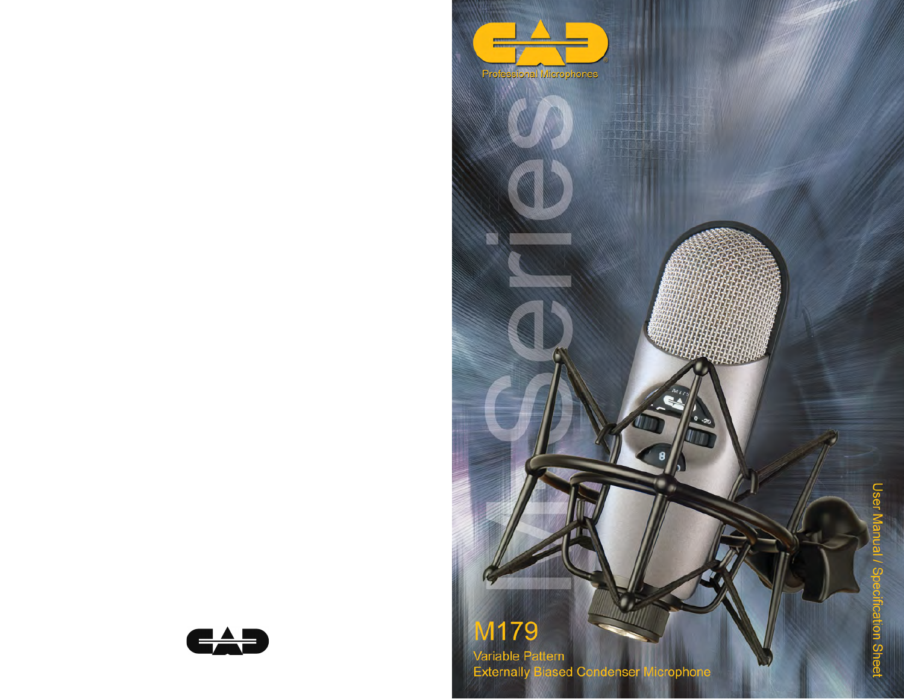CAD

Professional Microphones

M Series

# M179

Variable Pattern
Externally Biased Condenser Microphone

User Manual / Specification Sheet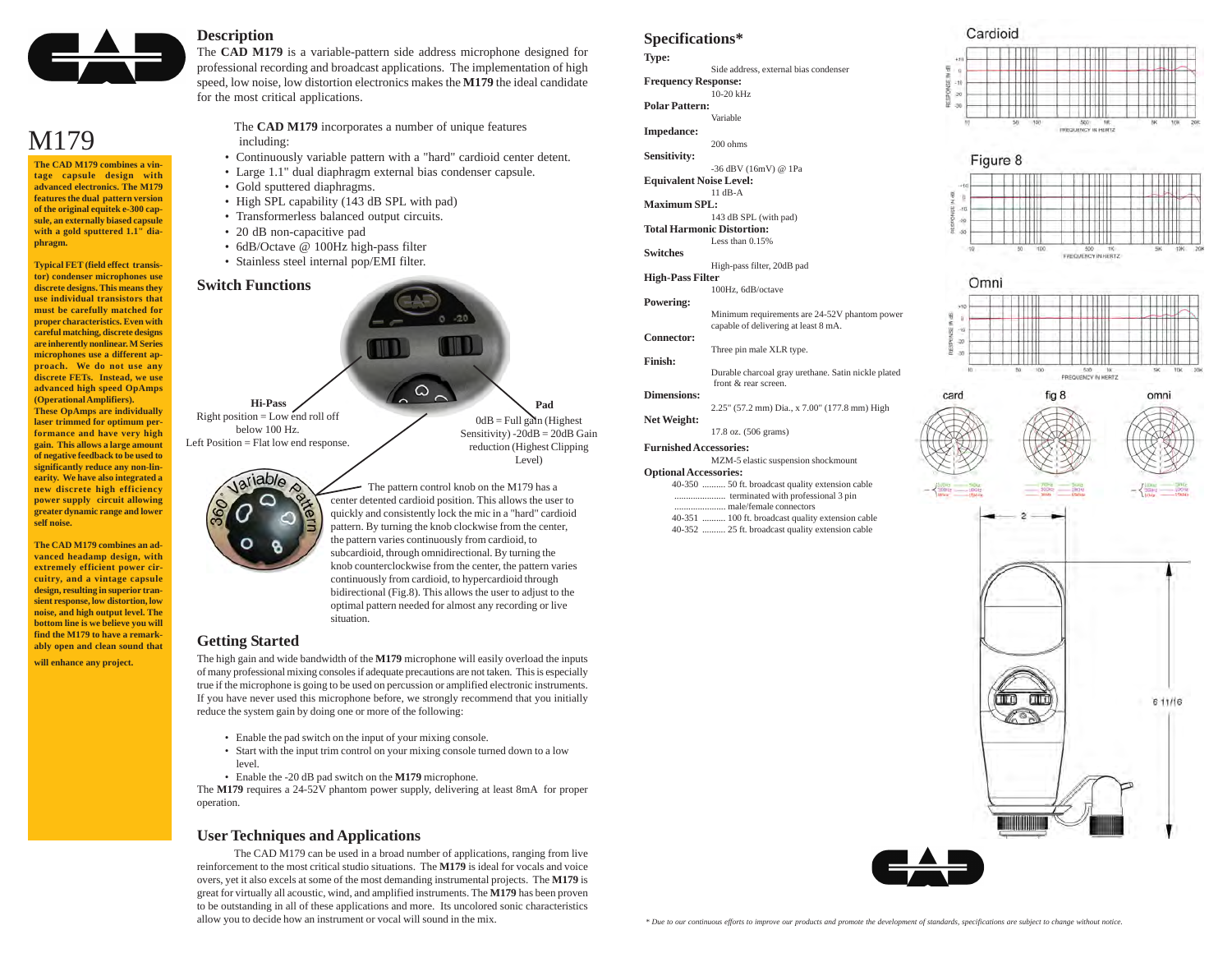# M179

**The CAD M179 combines a vintage capsule design with advanced electronics. The M179 features the dual pattern version of the original equitek e-300 capsule, an externally biased capsule with a gold sputtered 1.1" diaphragm.**

**Typical FET (field effect transistor) condenser microphones use discrete designs. This means they use individual transistors that must be carefully matched for proper characteristics. Even with careful matching, discrete designs are inherently nonlinear. M Series microphones use a different approach. We do not use any discrete FETs. Instead, we use advanced high speed OpAmps (Operational Amplifiers). These OpAmps are individually laser trimmed for optimum performance and have very high gain. This allows a large amount of negative feedback to be used to significantly reduce any non-linearity. We have also integrated a new discrete high efficiency power supply circuit allowing greater dynamic range and lower self noise.**

**The CAD M179 combines an advanced headamp design, with extremely efficient power circuitry, and a vintage capsule design, resulting in superior transient response, low distortion, low noise, and high output level. The bottom line is we believe you will find the M179 to have a remarkably open and clean sound that will enhance any project.**

## Description

The **CAD M179** is a variable-pattern side address microphone designed for professional recording and broadcast applications. The implementation of high speed, low noise, low distortion electronics makes the **M179** the ideal candidate for the most critical applications.

The **CAD M179** incorporates a number of unique features including:

- Continuously variable pattern with a "hard" cardioid center detent.
- Large 1.1" dual diaphragm external bias condenser capsule.
- Gold sputtered diaphragms.
- High SPL capability (143 dB SPL with pad)
- Transformerless balanced output circuits.
- 20 dB non-capacitive pad
- 6dB/Octave @ 100Hz high-pass filter
- Stainless steel internal pop/EMI filter.

## Switch Functions

0 -20

**Hi-Pass**
Right position = Low end roll off below 100 Hz.
Left Position = Flat low end response.

**Pad**
0dB = Full gain (Highest Sensitivity) -20dB = 20dB Gain reduction (Highest Clipping Level)

360° Variable Pattern

The pattern control knob on the M179 has a center detented cardioid position. This allows the user to quickly and consistently lock the mic in a "hard" cardioid pattern. By turning the knob clockwise from the center, the pattern varies continuously from cardioid, to subcardioid, through omnidirectional. By turning the knob counterclockwise from the center, the pattern varies continuously from cardioid, to hypercardioid through bidirectional (Fig.8). This allows the user to adjust to the optimal pattern needed for almost any recording or live situation.

## Getting Started

The high gain and wide bandwidth of the **M179** microphone will easily overload the inputs of many professional mixing consoles if adequate precautions are not taken. This is especially true if the microphone is going to be used on percussion or amplified electronic instruments. If you have never used this microphone before, we strongly recommend that you initially reduce the system gain by doing one or more of the following:

- Enable the pad switch on the input of your mixing console.
- Start with the input trim control on your mixing console turned down to a low level.
- Enable the -20 dB pad switch on the **M179** microphone.

The **M179** requires a 24-52V phantom power supply, delivering at least 8mA for proper operation.

## User Techniques and Applications

The CAD M179 can be used in a broad number of applications, ranging from live reinforcement to the most critical studio situations. The **M179** is ideal for vocals and voice overs, yet it also excels at some of the most demanding instrumental projects. The **M179** is great for virtually all acoustic, wind, and amplified instruments. The **M179** has been proven to be outstanding in all of these applications and more. Its uncolored sonic characteristics allow you to decide how an instrument or vocal will sound in the mix.

## Specifications*

**Type:**
Side address, external bias condenser

**Frequency Response:**
10-20 kHz

**Polar Pattern:**
Variable

**Impedance:**
200 ohms

**Sensitivity:**
-36 dBV (16mV) @ 1Pa

**Equivalent Noise Level:**
11 dB-A

**Maximum SPL:**
143 dB SPL (with pad)

**Total Harmonic Distortion:**
Less than 0.15%

**Switches**
High-pass filter, 20dB pad

**High-Pass Filter**
100Hz, 6dB/octave

**Powering:**
Minimum requirements are 24-52V phantom power capable of delivering at least 8 mA.

**Connector:**
Three pin male XLR type.

**Finish:**
Durable charcoal gray urethane. Satin nickle plated front & rear screen.

**Dimensions:**
2.25" (57.2 mm) Dia., x 7.00" (177.8 mm) High

**Net Weight:**
17.8 oz. (506 grams)

**Furnished Accessories:**
MZM-5 elastic suspension shockmount

**Optional Accessories:**
40-350 .......... 50 ft. broadcast quality extension cable terminated with professional 3 pin male/female connectors
40-351 .......... 100 ft. broadcast quality extension cable
40-352 .......... 25 ft. broadcast quality extension cable

Cardioid

RESPONSE IN dB
FREQUENCY IN HERTZ

Figure 8

RESPONSE IN dB
FREQUENCY IN HERTZ

Omni

RESPONSE IN dB
FREQUENCY IN HERTZ

card

fig 8

omni

2

6 11/16

*\* Due to our continuous efforts to improve our products and promote the development of standards, specifications are subject to change without notice.*